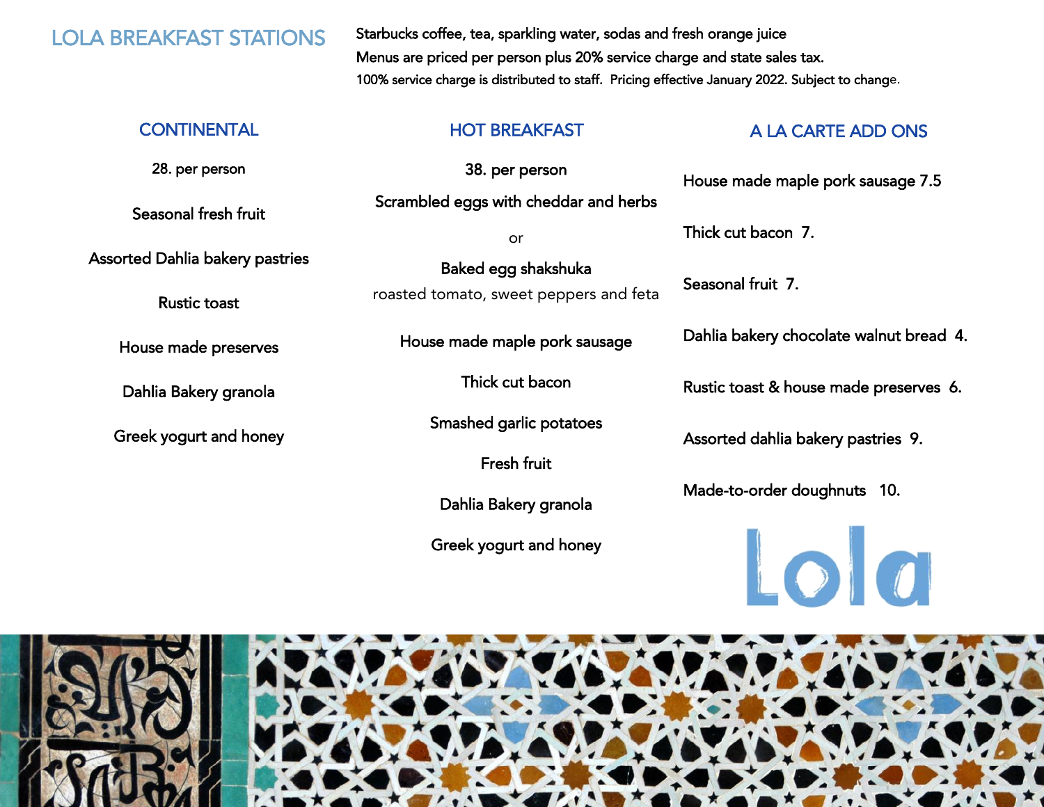# LOLA BREAKFAST STATIONS

Starbucks coffee, tea, sparkling water, sodas and fresh orange juice

Menus are priced per person plus 20% service charge and state sales tax.

100% service charge is distributed to staff. Pricing effective January 2022. Subject to change.

## CONTINENTAL

28. per person

Seasonal fresh fruit

Assorted Dahlia bakery pastries

Rustic toast

House made preserves

Dahlia Bakery granola

Greek yogurt and honey

## HOT BREAKFAST

38. per person

Scrambled eggs with cheddar and herbs

or

Baked egg shakshuka

roasted tomato, sweet peppers and feta

House made maple pork sausage

Thick cut bacon

Smashed garlic potatoes

Fresh fruit

Dahlia Bakery granola

Greek yogurt and honey

## A LA CARTE ADD ONS

House made maple pork sausage 7.5

Thick cut bacon 7.

Seasonal fruit 7.

Dahlia bakery chocolate walnut bread 4.

Rustic toast & house made preserves 6.

Assorted dahlia bakery pastries 9.

Made-to-order doughnuts 10.

Lola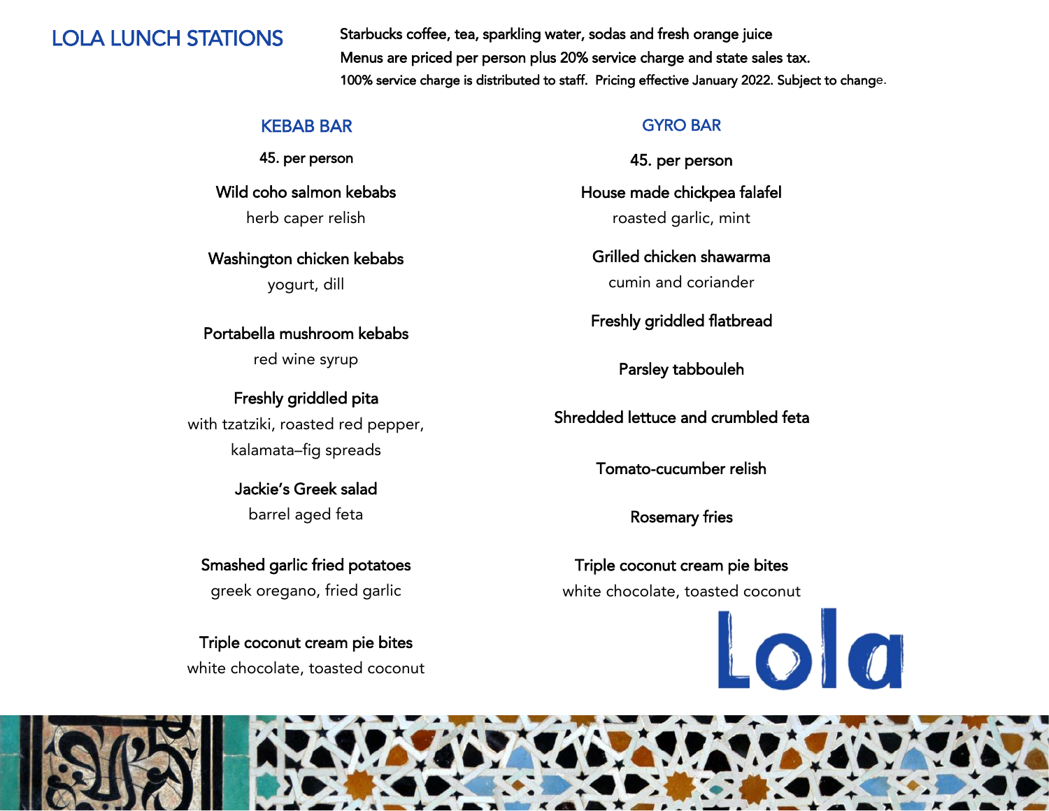# LOLA LUNCH STATIONS

Starbucks coffee, tea, sparkling water, sodas and fresh orange juice
Menus are priced per person plus 20% service charge and state sales tax.
100% service charge is distributed to staff. Pricing effective January 2022. Subject to change.

## KEBAB BAR

45. per person

**Wild coho salmon kebabs**
herb caper relish

**Washington chicken kebabs**
yogurt, dill

**Portabella mushroom kebabs**
red wine syrup

**Freshly griddled pita**
with tzatziki, roasted red pepper, kalamata–fig spreads

**Jackie's Greek salad**
barrel aged feta

**Smashed garlic fried potatoes**
greek oregano, fried garlic

**Triple coconut cream pie bites**
white chocolate, toasted coconut

## GYRO BAR

45. per person

**House made chickpea falafel**
roasted garlic, mint

**Grilled chicken shawarma**
cumin and coriander

**Freshly griddled flatbread**

**Parsley tabbouleh**

**Shredded lettuce and crumbled feta**

**Tomato-cucumber relish**

**Rosemary fries**

**Triple coconut cream pie bites**
white chocolate, toasted coconut

Lola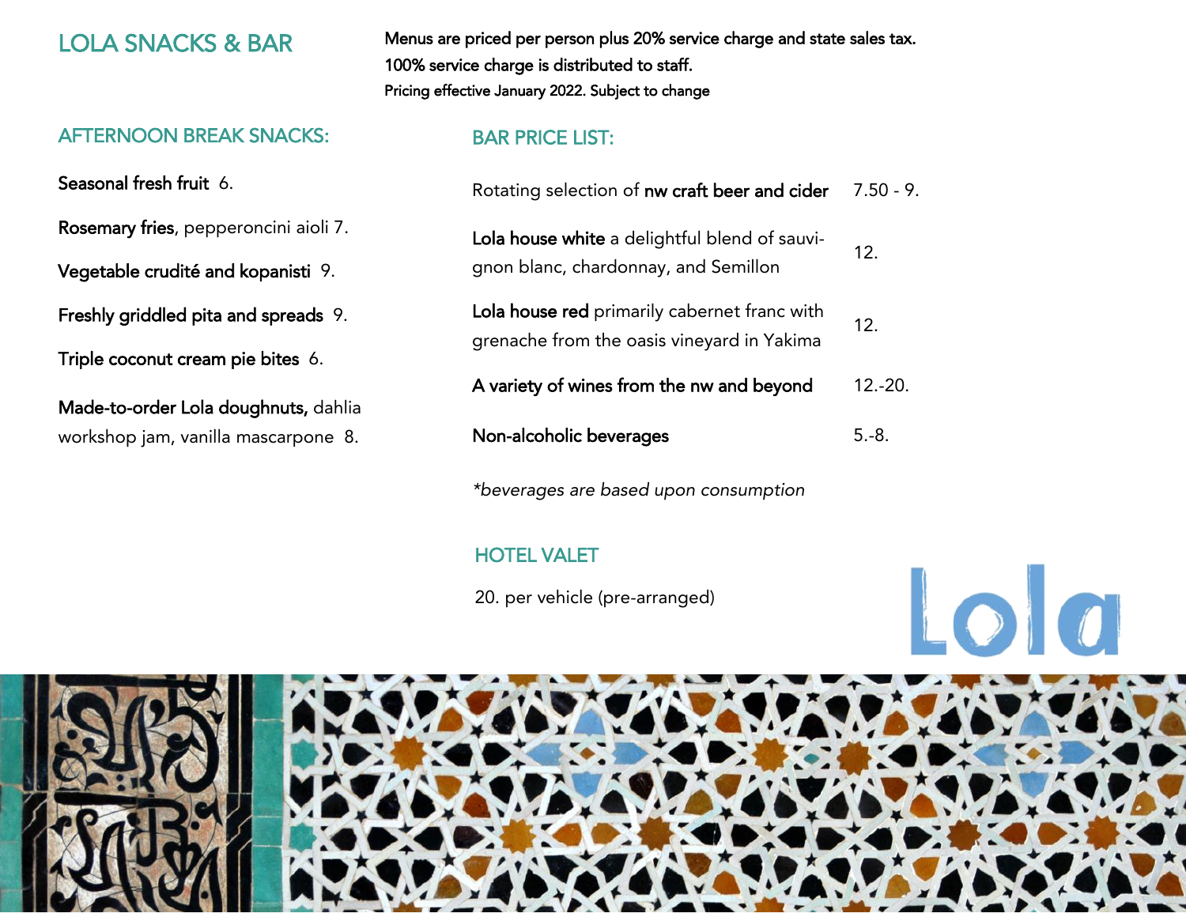# LOLA SNACKS & BAR

**Menus are priced per person plus 20% service charge and state sales tax.**
**100% service charge is distributed to staff.**
**Pricing effective January 2022. Subject to change**

## AFTERNOON BREAK SNACKS:

**Seasonal fresh fruit** 6.

**Rosemary fries**, pepperoncini aioli 7.

**Vegetable crudité and kopanisti** 9.

**Freshly griddled pita and spreads** 9.

**Triple coconut cream pie bites** 6.

**Made-to-order Lola doughnuts,** dahlia workshop jam, vanilla mascarpone 8.

## BAR PRICE LIST:

| | |
|---|---|
| Rotating selection of **nw craft beer and cider** | 7.50 - 9. |
| **Lola house white** a delightful blend of sauvignon blanc, chardonnay, and Semillon | 12. |
| **Lola house red** primarily cabernet franc with grenache from the oasis vineyard in Yakima | 12. |
| **A variety of wines from the nw and beyond** | 12.-20. |
| **Non-alcoholic beverages** | 5.-8. |

*\*beverages are based upon consumption*

## HOTEL VALET

20. per vehicle (pre-arranged)

Lola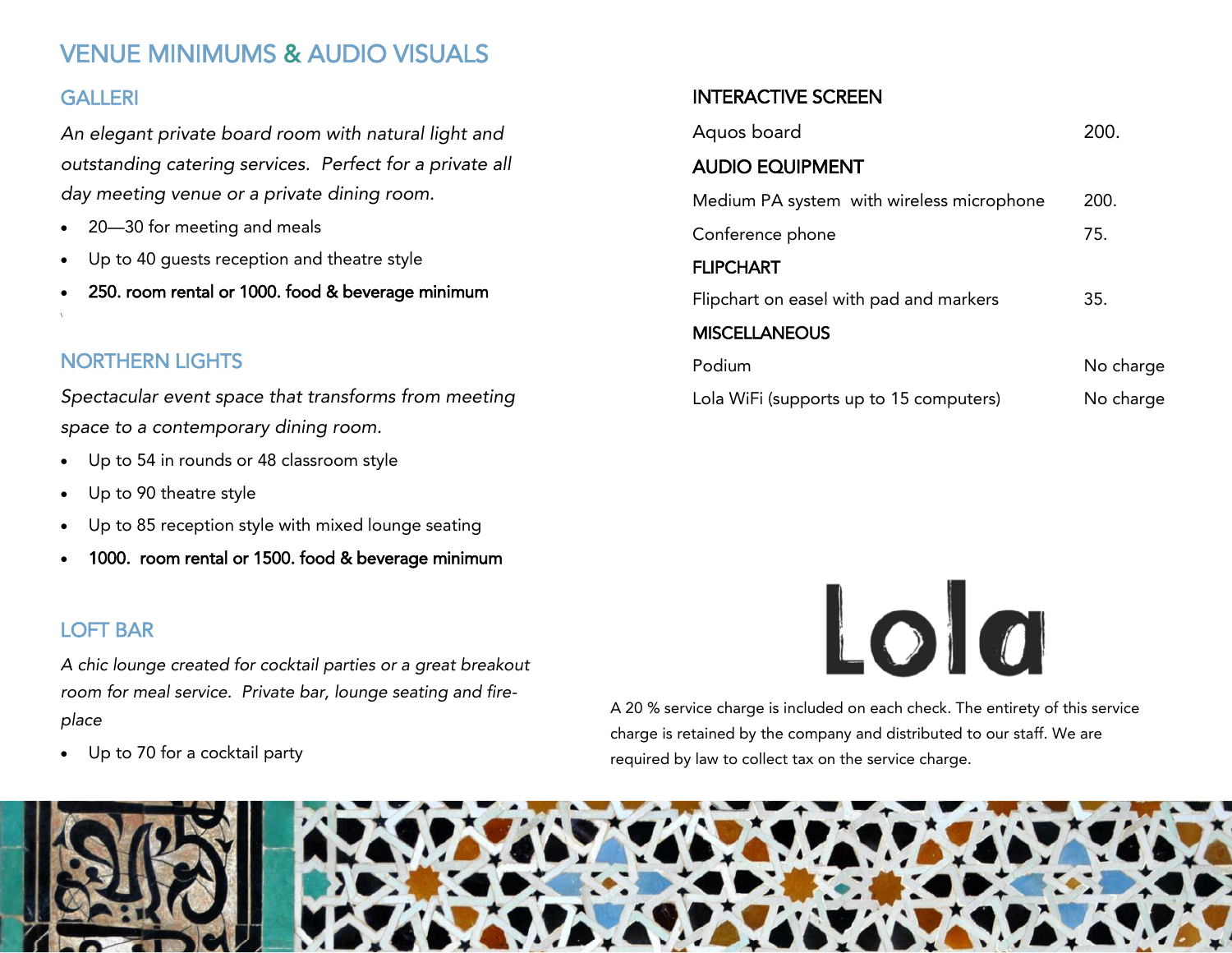# VENUE MINIMUMS & AUDIO VISUALS

## GALLERI

*An elegant private board room with natural light and outstanding catering services. Perfect for a private all day meeting venue or a private dining room.*

- 20—30 for meeting and meals
- Up to 40 guests reception and theatre style
- **250. room rental or 1000. food & beverage minimum**

## NORTHERN LIGHTS

*Spectacular event space that transforms from meeting space to a contemporary dining room.*

- Up to 54 in rounds or 48 classroom style
- Up to 90 theatre style
- Up to 85 reception style with mixed lounge seating
- **1000. room rental or 1500. food & beverage minimum**

## LOFT BAR

*A chic lounge created for cocktail parties or a great breakout room for meal service. Private bar, lounge seating and fire-place*

- Up to 70 for a cocktail party

| | |
|---|---|
| **INTERACTIVE SCREEN** | |
| Aquos board | 200. |
| **AUDIO EQUIPMENT** | |
| Medium PA system with wireless microphone | 200. |
| Conference phone | 75. |
| **FLIPCHART** | |
| Flipchart on easel with pad and markers | 35. |
| **MISCELLANEOUS** | |
| Podium | No charge |
| Lola WiFi (supports up to 15 computers) | No charge |

Lola

A 20 % service charge is included on each check. The entirety of this service charge is retained by the company and distributed to our staff. We are required by law to collect tax on the service charge.